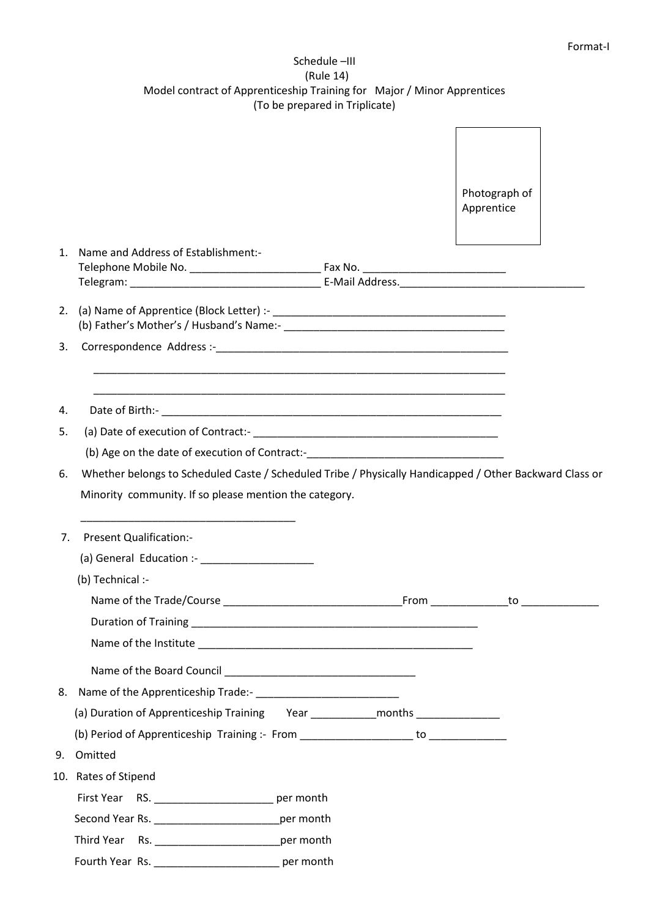Format-I

Schedule –III

(Rule 14)

Model contract of Apprenticeship Training for Major / Minor Apprentices

(To be prepared in Triplicate)

Photograph of Apprentice

1. Name and Address of Establishment:-
   Telephone Mobile No. ______________________ Fax No. ________________________
   Telegram: ________________________________ E-Mail Address.______________________________

2. (a) Name of Apprentice (Block Letter) :- ________________________________________
   (b) Father's Mother's / Husband's Name:- ______________________________________

3. Correspondence Address :-___________________________________________________
   ________________________________________________________________________
   ________________________________________________________________________

4. Date of Birth:- __________________________________________________________

5. (a) Date of execution of Contract:- __________________________________________
   (b) Age on the date of execution of Contract:-__________________________________

6. Whether belongs to Scheduled Caste / Scheduled Tribe / Physically Handicapped / Other Backward Class or Minority community. If so please mention the category.
   ____________________________________

7. Present Qualification:-
   (a) General Education :- ___________________
   (b) Technical :-
   Name of the Trade/Course ______________________________From _____________to _____________
   Duration of Training ___________________________________________________
   Name of the Institute _______________________________________________
   Name of the Board Council _________________________________

8. Name of the Apprenticeship Trade:- ________________________
   (a) Duration of Apprenticeship Training Year ___________months ______________
   (b) Period of Apprenticeship Training :- From ___________________ to _____________

9. Omitted

10. Rates of Stipend
    First Year RS. ____________________ per month
    Second Year Rs. _____________________per month
    Third Year Rs. _____________________per month
    Fourth Year Rs. _____________________ per month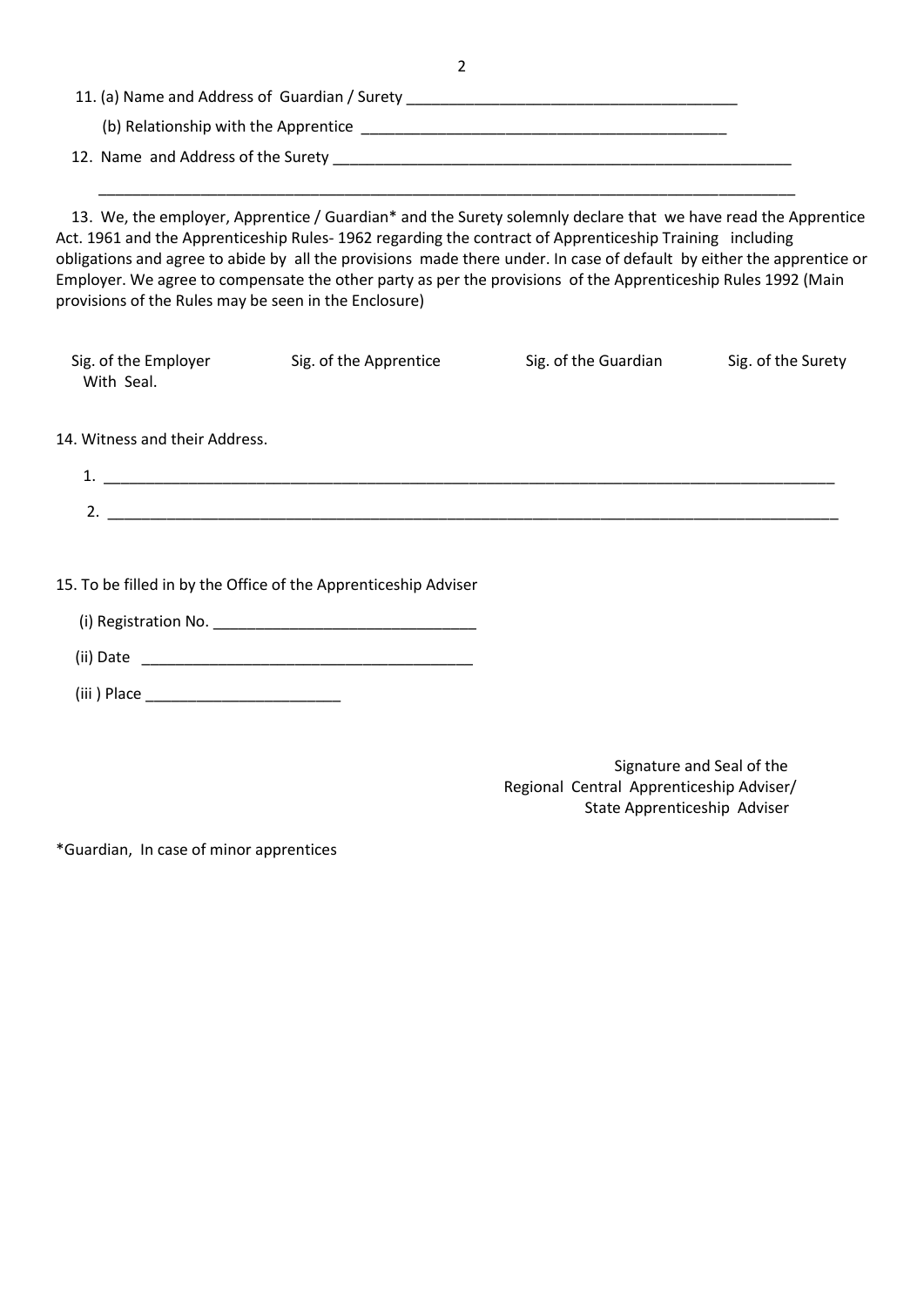11. (a) Name and Address of Guardian / Surety ________________________________________

(b) Relationship with the Apprentice ______________________________________________

12. Name and Address of the Surety _________________________________________________________

______________________________________________________________________________________

13. We, the employer, Apprentice / Guardian* and the Surety solemnly declare that we have read the Apprentice Act. 1961 and the Apprenticeship Rules- 1962 regarding the contract of Apprenticeship Training including obligations and agree to abide by all the provisions made there under. In case of default by either the apprentice or Employer. We agree to compensate the other party as per the provisions of the Apprenticeship Rules 1992 (Main provisions of the Rules may be seen in the Enclosure)

| | | | |
|---|---|---|---|
| Sig. of the Employer With Seal. | Sig. of the Apprentice | Sig. of the Guardian | Sig. of the Surety |

14. Witness and their Address.

1. ______________________________________________________________________________________

2. ______________________________________________________________________________________

15. To be filled in by the Office of the Apprenticeship Adviser

(i) Registration No. ________________________________

(ii) Date ________________________________________

(iii ) Place ________________________

Signature and Seal of the
Regional Central Apprenticeship Adviser/
State Apprenticeship Adviser

*Guardian, In case of minor apprentices